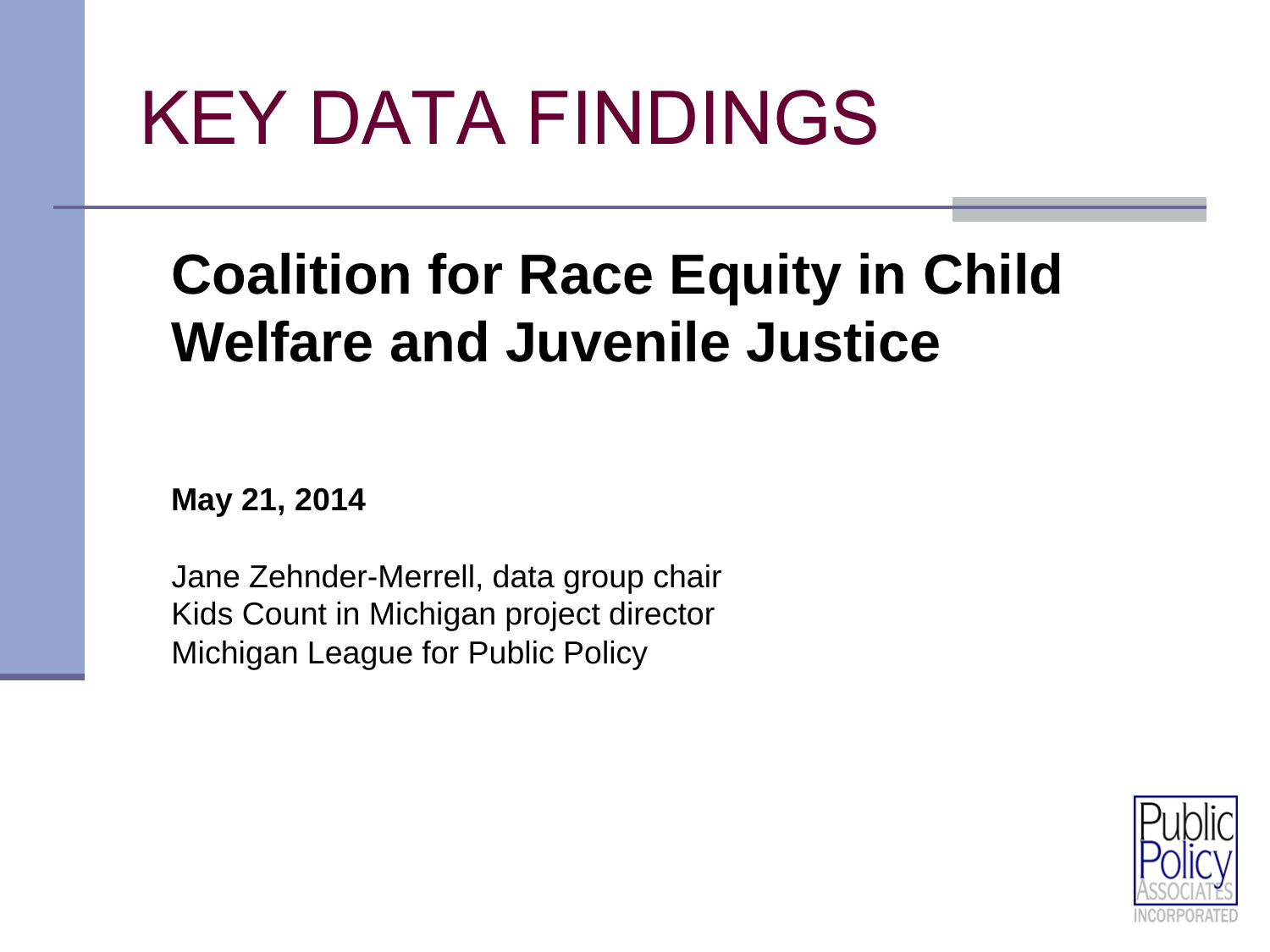# KEY DATA FINDINGS

## Coalition for Race Equity in Child Welfare and Juvenile Justice

**May 21, 2014**

Jane Zehnder-Merrell, data group chair
Kids Count in Michigan project director
Michigan League for Public Policy

Public Policy Associates Incorporated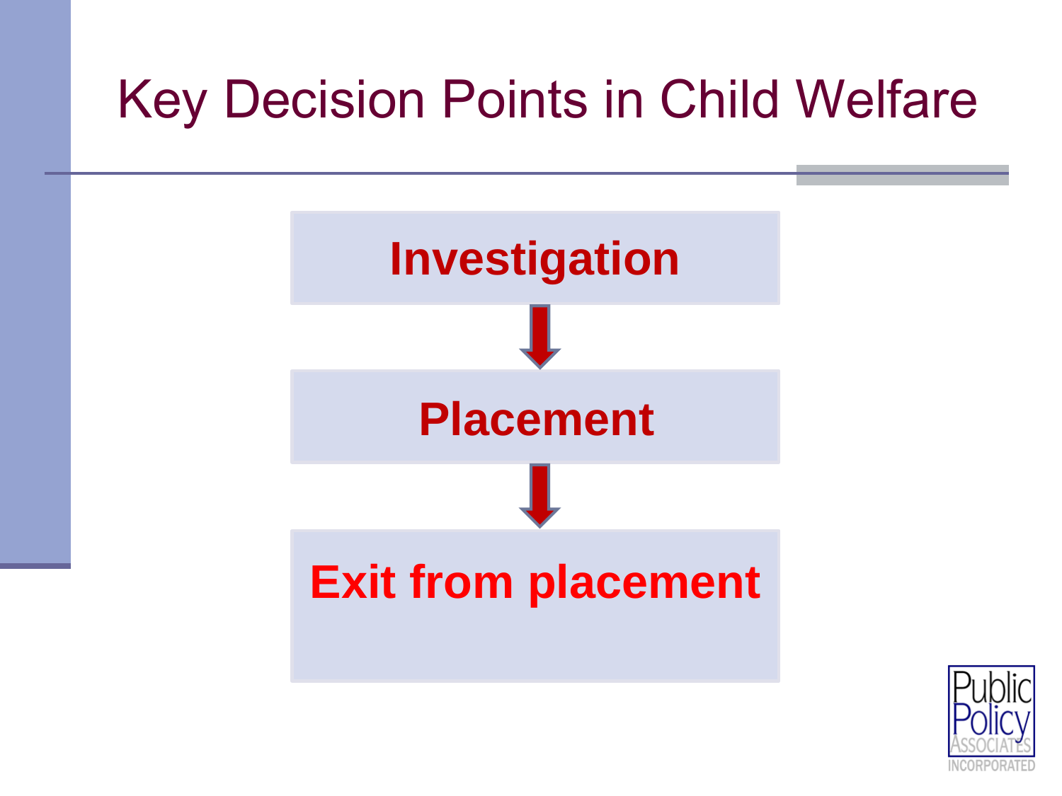# Key Decision Points in Child Welfare

**Investigation**

↓

**Placement**

↓

**Exit from placement**

Public Policy Associates Incorporated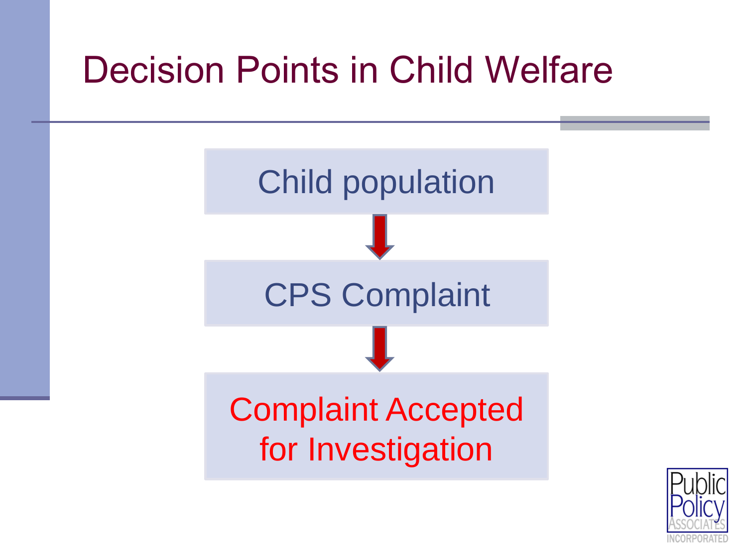# Decision Points in Child Welfare

Child population

↓

CPS Complaint

↓

Complaint Accepted for Investigation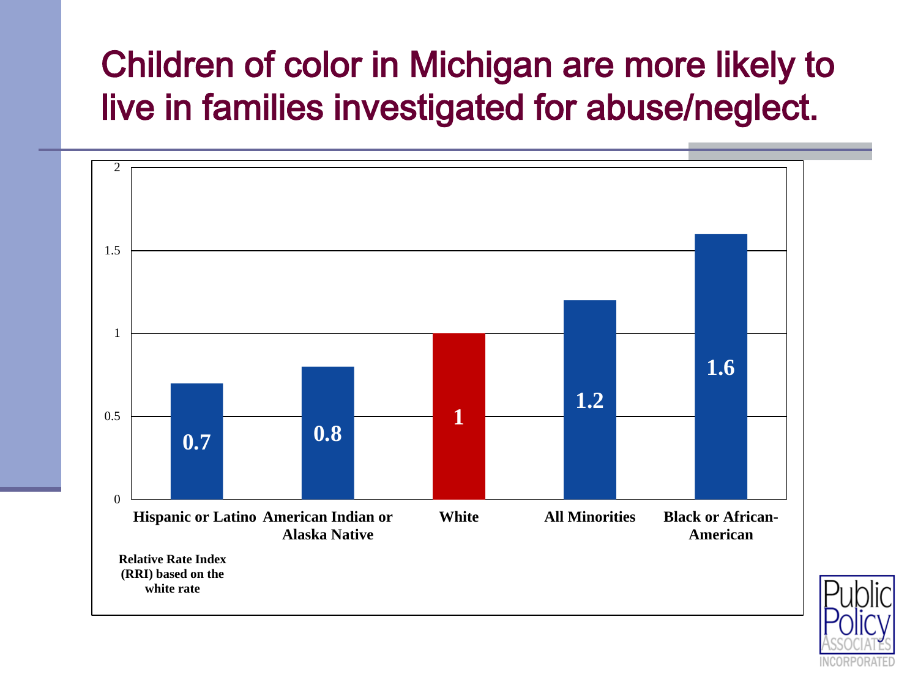# Children of color in Michigan are more likely to live in families investigated for abuse/neglect.

| Group | Relative Rate Index (RRI) |
| --- | --- |
| Hispanic or Latino | 0.7 |
| American Indian or Alaska Native | 0.8 |
| White | 1 |
| All Minorities | 1.2 |
| Black or African-American | 1.6 |

**Relative Rate Index (RRI) based on the white rate**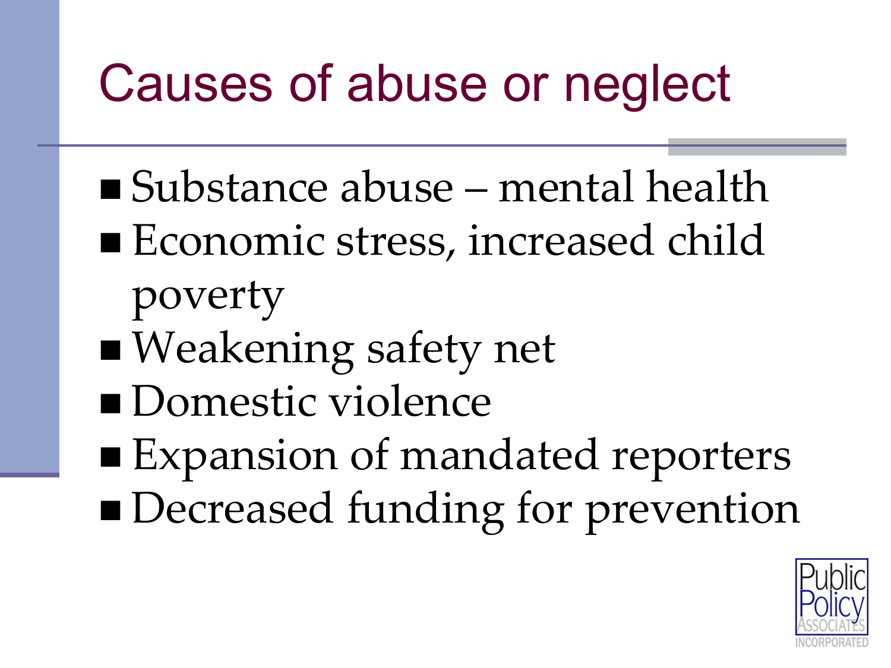# Causes of abuse or neglect

- Substance abuse – mental health
- Economic stress, increased child poverty
- Weakening safety net
- Domestic violence
- Expansion of mandated reporters
- Decreased funding for prevention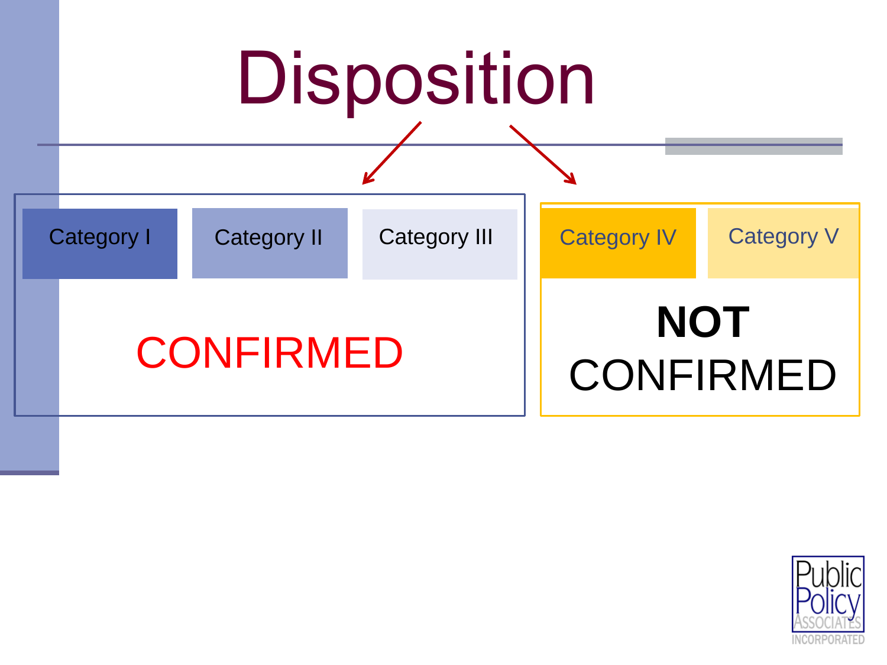# Disposition

| Category I | Category II | Category III |
|---|---|---|
| CONFIRMED | | |

| Category IV | Category V |
|---|---|
| **NOT** CONFIRMED | |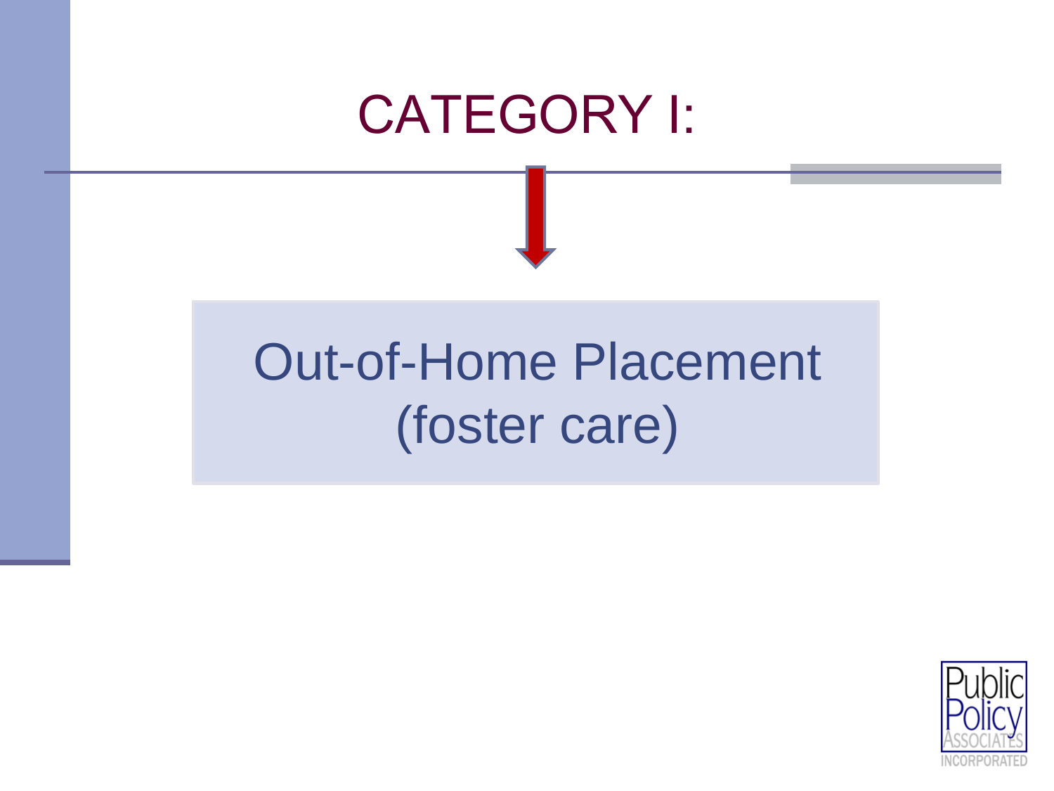# CATEGORY I:

Out-of-Home Placement (foster care)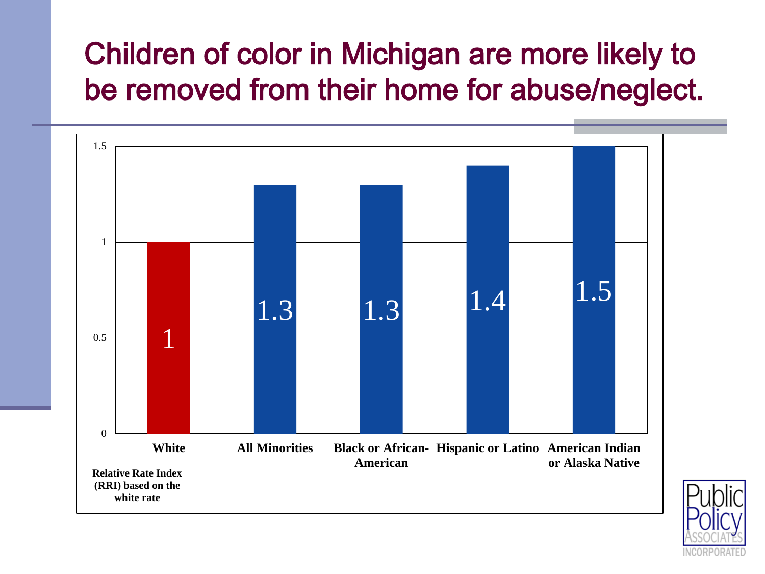# Children of color in Michigan are more likely to be removed from their home for abuse/neglect.

| Relative Rate Index (RRI) based on the white rate | RRI |
| --- | --- |
| White | 1 |
| All Minorities | 1.3 |
| Black or African-American | 1.3 |
| Hispanic or Latino | 1.4 |
| American Indian or Alaska Native | 1.5 |

Public Policy Associates Incorporated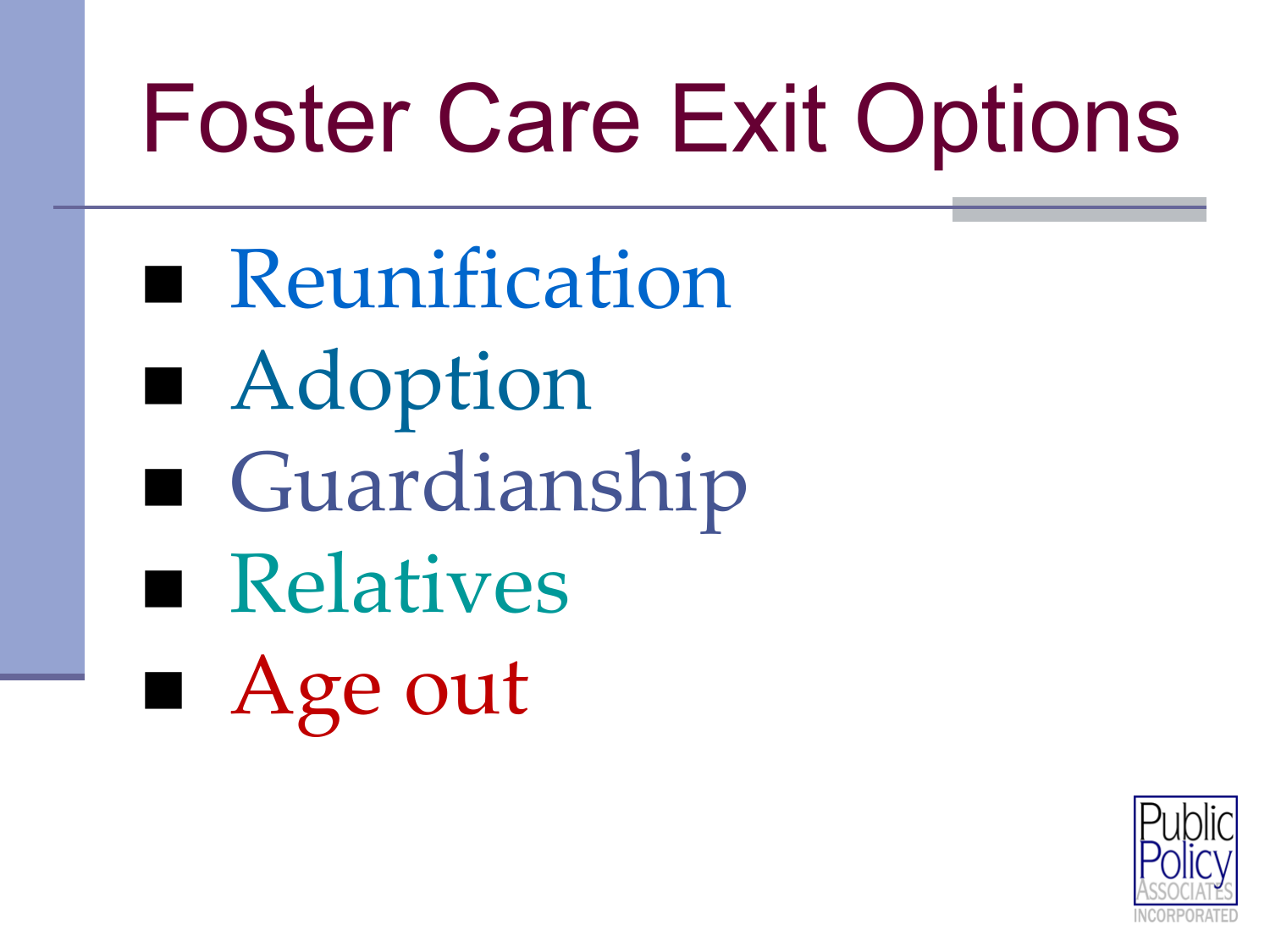# Foster Care Exit Options

- Reunification
- Adoption
- Guardianship
- Relatives
- Age out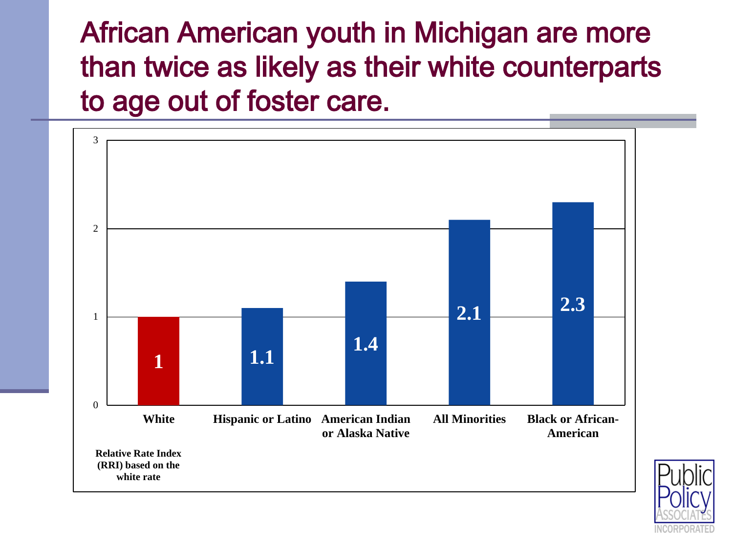# African American youth in Michigan are more than twice as likely as their white counterparts to age out of foster care.

| Relative Rate Index (RRI) based on the white rate | White | Hispanic or Latino | American Indian or Alaska Native | All Minorities | Black or African-American |
|---|---|---|---|---|---|
| RRI | 1 | 1.1 | 1.4 | 2.1 | 2.3 |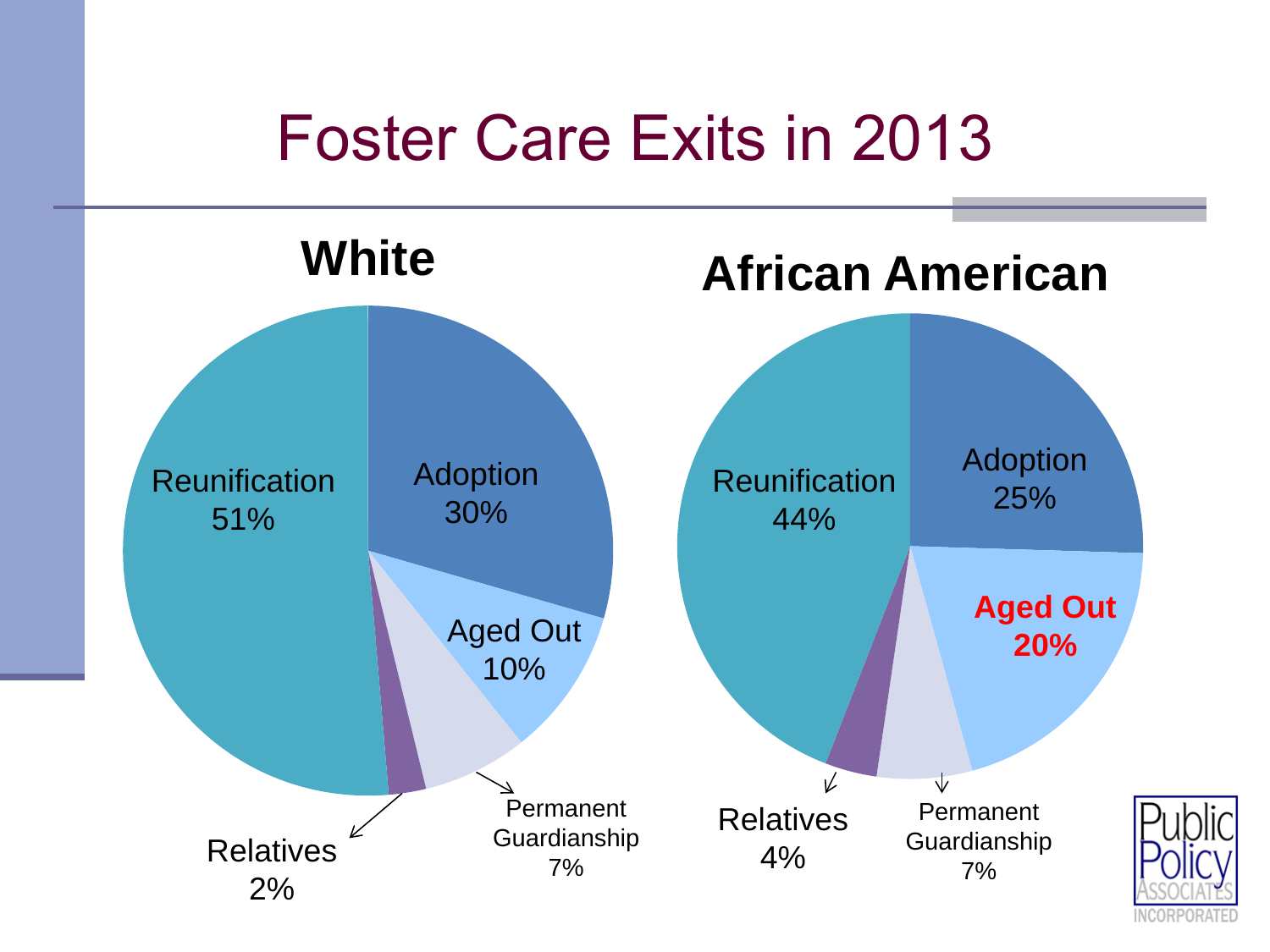# Foster Care Exits in 2013

## White

- Reunification 51%
- Adoption 30%
- Aged Out 10%
- Permanent Guardianship 7%
- Relatives 2%

## African American

- Reunification 44%
- Adoption 25%
- **Aged Out 20%**
- Permanent Guardianship 7%
- Relatives 4%

Public Policy Associates Incorporated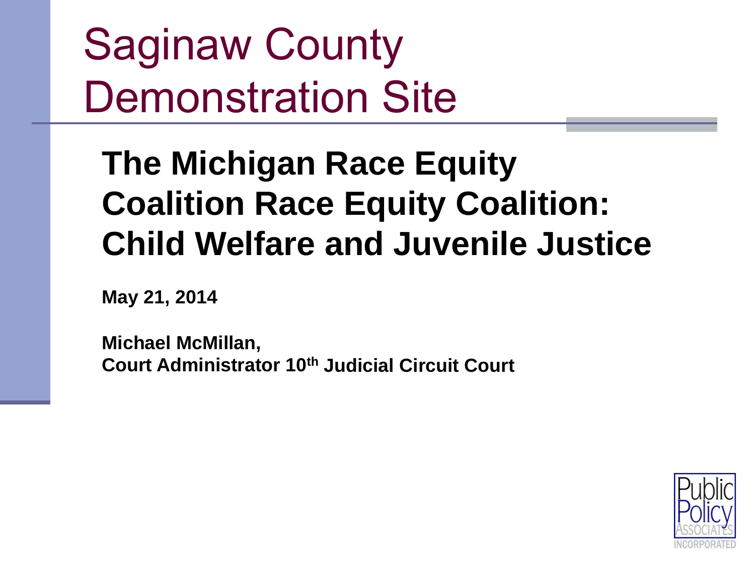# Saginaw County Demonstration Site

## The Michigan Race Equity Coalition Race Equity Coalition: Child Welfare and Juvenile Justice

**May 21, 2014**

**Michael McMillan,**
**Court Administrator 10th Judicial Circuit Court**

Public Policy Associates Incorporated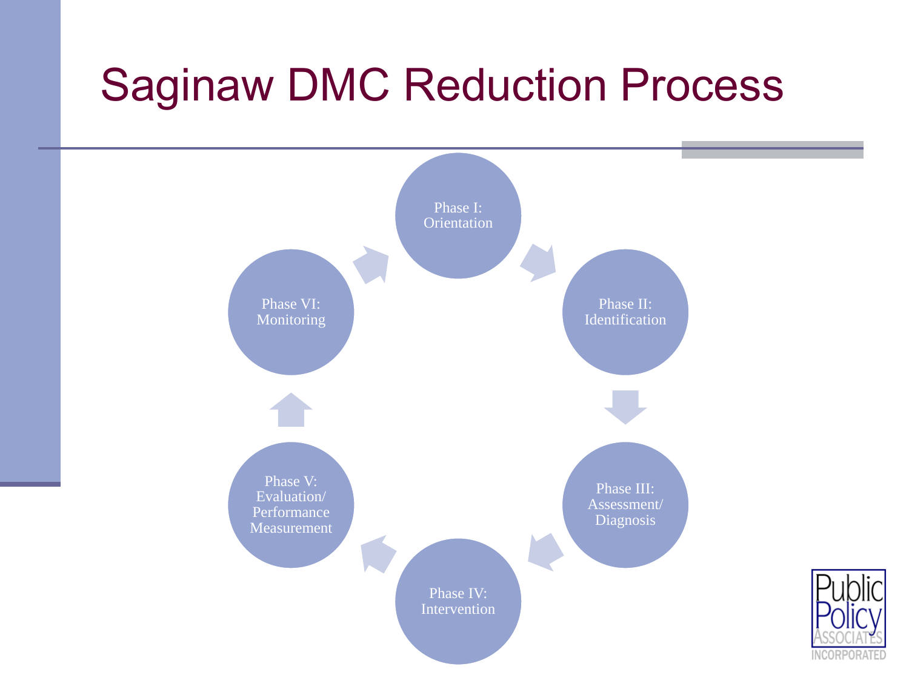# Saginaw DMC Reduction Process

- Phase I: Orientation
- Phase II: Identification
- Phase III: Assessment/ Diagnosis
- Phase IV: Intervention
- Phase V: Evaluation/ Performance Measurement
- Phase VI: Monitoring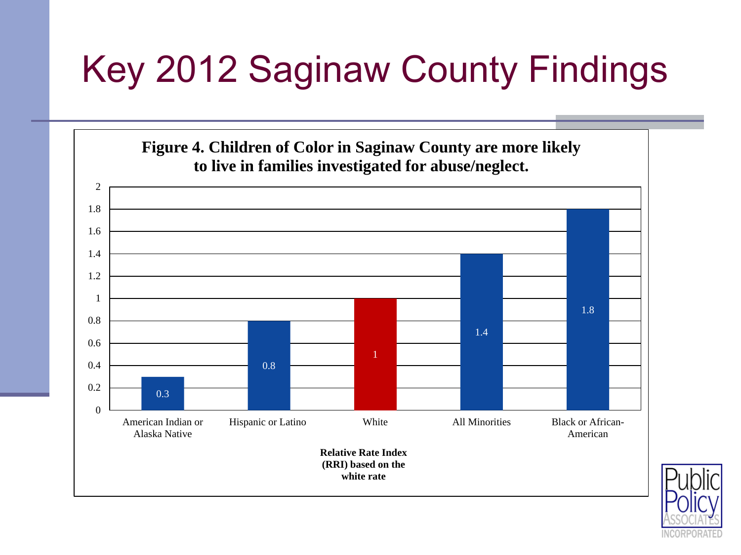# Key 2012 Saginaw County Findings

**Figure 4. Children of Color in Saginaw County are more likely to live in families investigated for abuse/neglect.**

| Group | Relative Rate Index (RRI) based on the white rate |
|---|---|
| American Indian or Alaska Native | 0.3 |
| Hispanic or Latino | 0.8 |
| White | 1 |
| All Minorities | 1.4 |
| Black or African-American | 1.8 |

**Relative Rate Index (RRI) based on the white rate**

Public Policy Associates Incorporated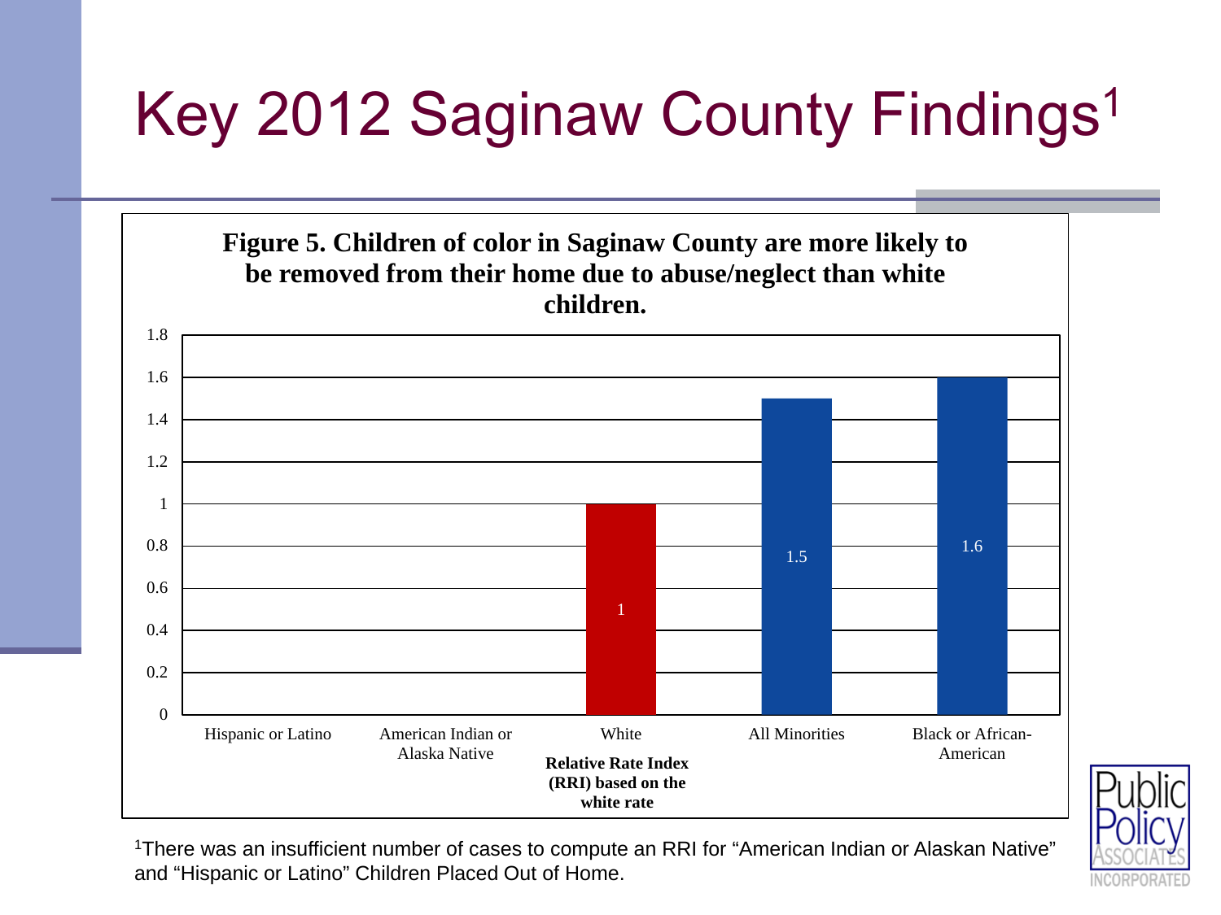# Key 2012 Saginaw County Findings[1]

**Figure 5. Children of color in Saginaw County are more likely to be removed from their home due to abuse/neglect than white children.**

| Group | Relative Rate Index (RRI) based on the white rate |
|---|---|
| Hispanic or Latino | |
| American Indian or Alaska Native | |
| White | 1 |
| All Minorities | 1.5 |
| Black or African-American | 1.6 |

[1]There was an insufficient number of cases to compute an RRI for "American Indian or Alaskan Native" and "Hispanic or Latino" Children Placed Out of Home.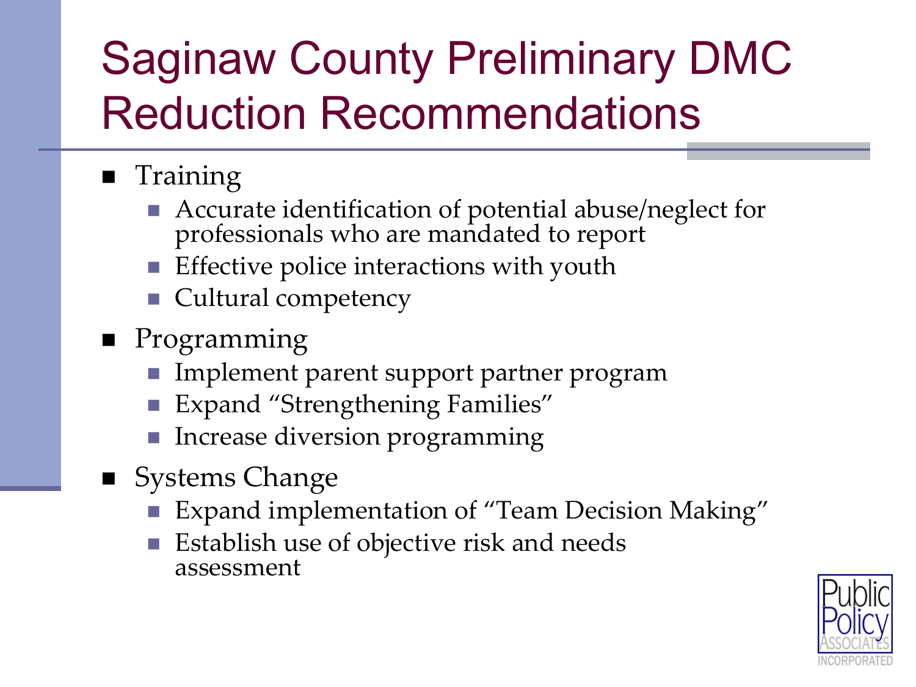# Saginaw County Preliminary DMC Reduction Recommendations

- Training
  - Accurate identification of potential abuse/neglect for professionals who are mandated to report
  - Effective police interactions with youth
  - Cultural competency
- Programming
  - Implement parent support partner program
  - Expand "Strengthening Families"
  - Increase diversion programming
- Systems Change
  - Expand implementation of "Team Decision Making"
  - Establish use of objective risk and needs assessment

Public Policy Associates Incorporated